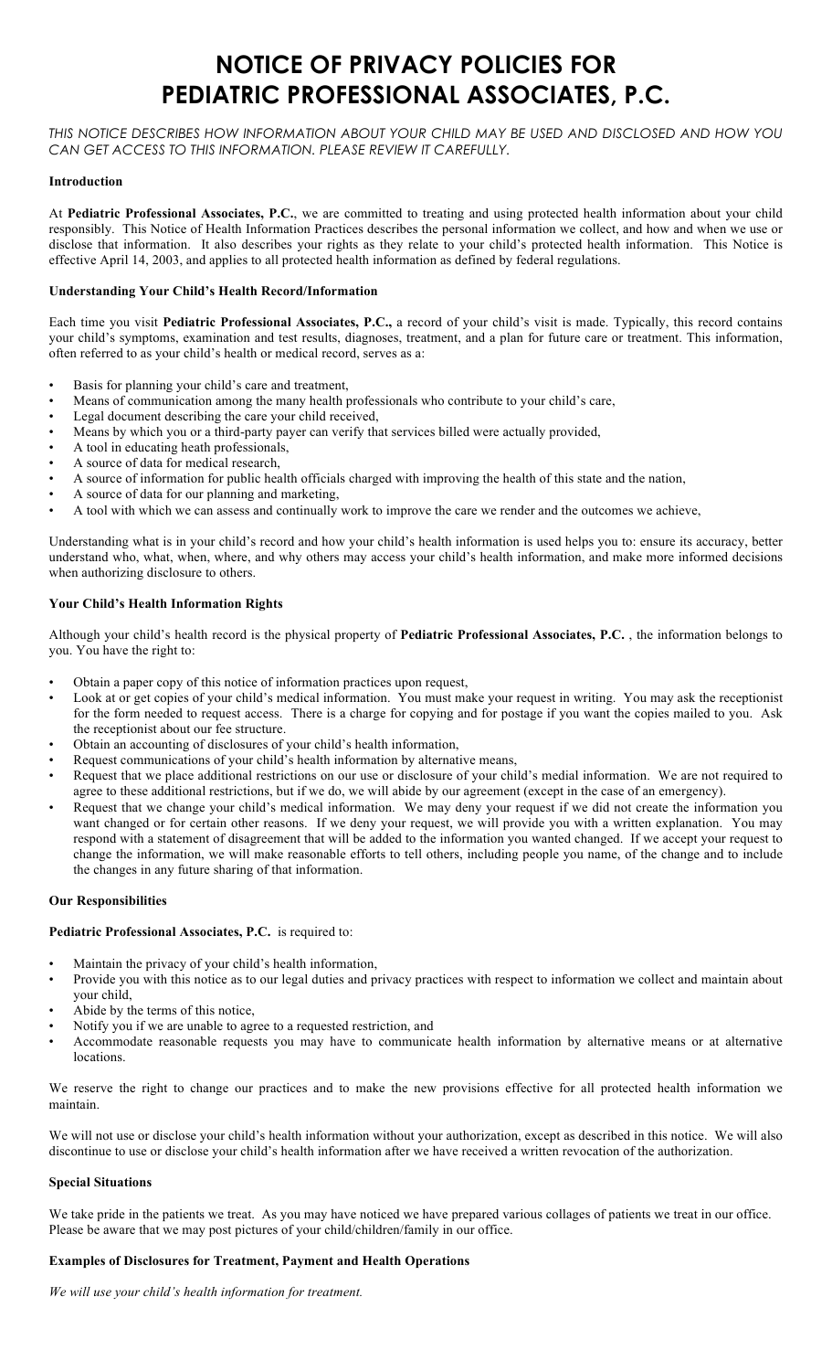# NOTICE OF PRIVACY POLICIES FOR PEDIATRIC PROFESSIONAL ASSOCIATES, P.C.

*THIS NOTICE DESCRIBES HOW INFORMATION ABOUT YOUR CHILD MAY BE USED AND DISCLOSED AND HOW YOU CAN GET ACCESS TO THIS INFORMATION. PLEASE REVIEW IT CAREFULLY.*

**Introduction**

At **Pediatric Professional Associates, P.C.**, we are committed to treating and using protected health information about your child responsibly. This Notice of Health Information Practices describes the personal information we collect, and how and when we use or disclose that information. It also describes your rights as they relate to your child's protected health information. This Notice is effective April 14, 2003, and applies to all protected health information as defined by federal regulations.

**Understanding Your Child's Health Record/Information**

Each time you visit **Pediatric Professional Associates, P.C.,** a record of your child's visit is made. Typically, this record contains your child's symptoms, examination and test results, diagnoses, treatment, and a plan for future care or treatment. This information, often referred to as your child's health or medical record, serves as a:

- Basis for planning your child's care and treatment,
- Means of communication among the many health professionals who contribute to your child's care,
- Legal document describing the care your child received,
- Means by which you or a third-party payer can verify that services billed were actually provided,
- A tool in educating heath professionals,
- A source of data for medical research,
- A source of information for public health officials charged with improving the health of this state and the nation,
- A source of data for our planning and marketing,
- A tool with which we can assess and continually work to improve the care we render and the outcomes we achieve,

Understanding what is in your child's record and how your child's health information is used helps you to: ensure its accuracy, better understand who, what, when, where, and why others may access your child's health information, and make more informed decisions when authorizing disclosure to others.

**Your Child's Health Information Rights**

Although your child's health record is the physical property of **Pediatric Professional Associates, P.C.** , the information belongs to you. You have the right to:

- Obtain a paper copy of this notice of information practices upon request,
- Look at or get copies of your child's medical information. You must make your request in writing. You may ask the receptionist for the form needed to request access. There is a charge for copying and for postage if you want the copies mailed to you. Ask the receptionist about our fee structure.
- Obtain an accounting of disclosures of your child's health information,
- Request communications of your child's health information by alternative means,
- Request that we place additional restrictions on our use or disclosure of your child's medial information. We are not required to agree to these additional restrictions, but if we do, we will abide by our agreement (except in the case of an emergency).
- Request that we change your child's medical information. We may deny your request if we did not create the information you want changed or for certain other reasons. If we deny your request, we will provide you with a written explanation. You may respond with a statement of disagreement that will be added to the information you wanted changed. If we accept your request to change the information, we will make reasonable efforts to tell others, including people you name, of the change and to include the changes in any future sharing of that information.

**Our Responsibilities**

**Pediatric Professional Associates, P.C.** is required to:

- Maintain the privacy of your child's health information,
- Provide you with this notice as to our legal duties and privacy practices with respect to information we collect and maintain about your child,
- Abide by the terms of this notice,
- Notify you if we are unable to agree to a requested restriction, and
- Accommodate reasonable requests you may have to communicate health information by alternative means or at alternative locations.

We reserve the right to change our practices and to make the new provisions effective for all protected health information we maintain.

We will not use or disclose your child's health information without your authorization, except as described in this notice. We will also discontinue to use or disclose your child's health information after we have received a written revocation of the authorization.

**Special Situations**

We take pride in the patients we treat. As you may have noticed we have prepared various collages of patients we treat in our office. Please be aware that we may post pictures of your child/children/family in our office.

**Examples of Disclosures for Treatment, Payment and Health Operations**

*We will use your child's health information for treatment.*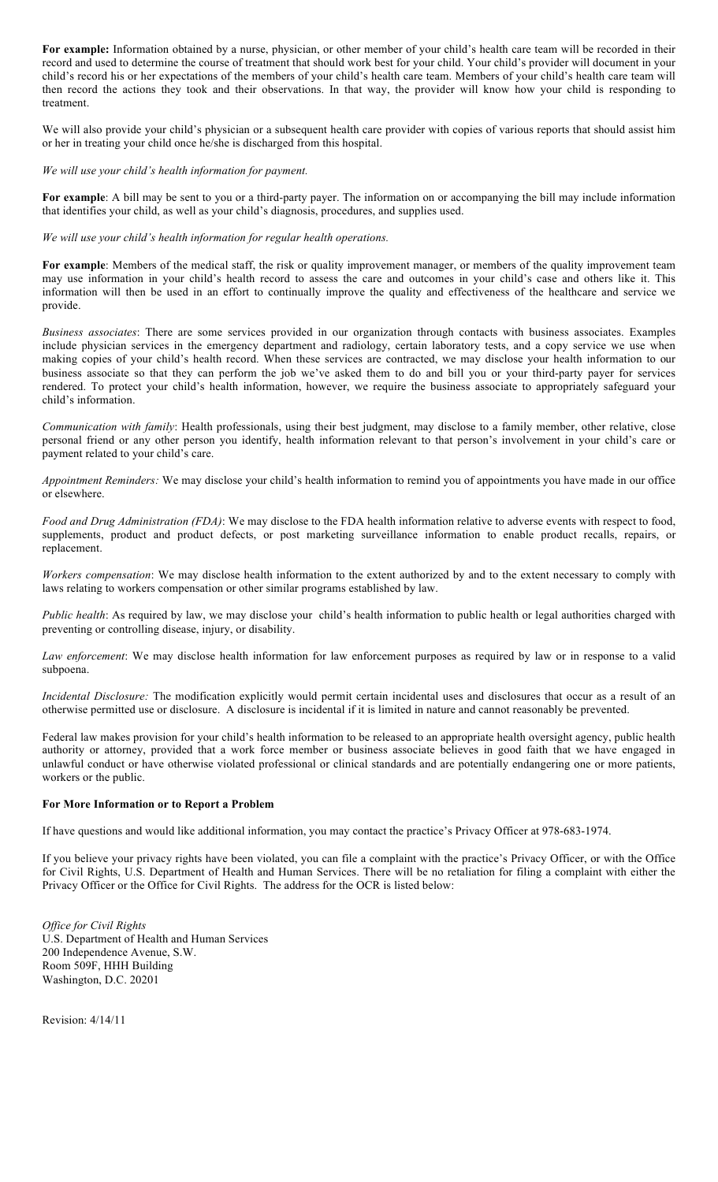**For example:** Information obtained by a nurse, physician, or other member of your child's health care team will be recorded in their record and used to determine the course of treatment that should work best for your child. Your child's provider will document in your child's record his or her expectations of the members of your child's health care team. Members of your child's health care team will then record the actions they took and their observations. In that way, the provider will know how your child is responding to treatment.

We will also provide your child's physician or a subsequent health care provider with copies of various reports that should assist him or her in treating your child once he/she is discharged from this hospital.

*We will use your child's health information for payment.*

**For example**: A bill may be sent to you or a third-party payer. The information on or accompanying the bill may include information that identifies your child, as well as your child's diagnosis, procedures, and supplies used.

*We will use your child's health information for regular health operations.*

**For example**: Members of the medical staff, the risk or quality improvement manager, or members of the quality improvement team may use information in your child's health record to assess the care and outcomes in your child's case and others like it. This information will then be used in an effort to continually improve the quality and effectiveness of the healthcare and service we provide.

*Business associates*: There are some services provided in our organization through contacts with business associates. Examples include physician services in the emergency department and radiology, certain laboratory tests, and a copy service we use when making copies of your child's health record. When these services are contracted, we may disclose your health information to our business associate so that they can perform the job we've asked them to do and bill you or your third-party payer for services rendered. To protect your child's health information, however, we require the business associate to appropriately safeguard your child's information.

*Communication with family*: Health professionals, using their best judgment, may disclose to a family member, other relative, close personal friend or any other person you identify, health information relevant to that person's involvement in your child's care or payment related to your child's care.

*Appointment Reminders:* We may disclose your child's health information to remind you of appointments you have made in our office or elsewhere.

*Food and Drug Administration (FDA)*: We may disclose to the FDA health information relative to adverse events with respect to food, supplements, product and product defects, or post marketing surveillance information to enable product recalls, repairs, or replacement.

*Workers compensation*: We may disclose health information to the extent authorized by and to the extent necessary to comply with laws relating to workers compensation or other similar programs established by law.

*Public health*: As required by law, we may disclose your child's health information to public health or legal authorities charged with preventing or controlling disease, injury, or disability.

*Law enforcement*: We may disclose health information for law enforcement purposes as required by law or in response to a valid subpoena.

*Incidental Disclosure:* The modification explicitly would permit certain incidental uses and disclosures that occur as a result of an otherwise permitted use or disclosure. A disclosure is incidental if it is limited in nature and cannot reasonably be prevented.

Federal law makes provision for your child's health information to be released to an appropriate health oversight agency, public health authority or attorney, provided that a work force member or business associate believes in good faith that we have engaged in unlawful conduct or have otherwise violated professional or clinical standards and are potentially endangering one or more patients, workers or the public.

**For More Information or to Report a Problem**

If have questions and would like additional information, you may contact the practice's Privacy Officer at 978-683-1974.

If you believe your privacy rights have been violated, you can file a complaint with the practice's Privacy Officer, or with the Office for Civil Rights, U.S. Department of Health and Human Services. There will be no retaliation for filing a complaint with either the Privacy Officer or the Office for Civil Rights. The address for the OCR is listed below:

*Office for Civil Rights*
U.S. Department of Health and Human Services
200 Independence Avenue, S.W.
Room 509F, HHH Building
Washington, D.C. 20201

Revision: 4/14/11